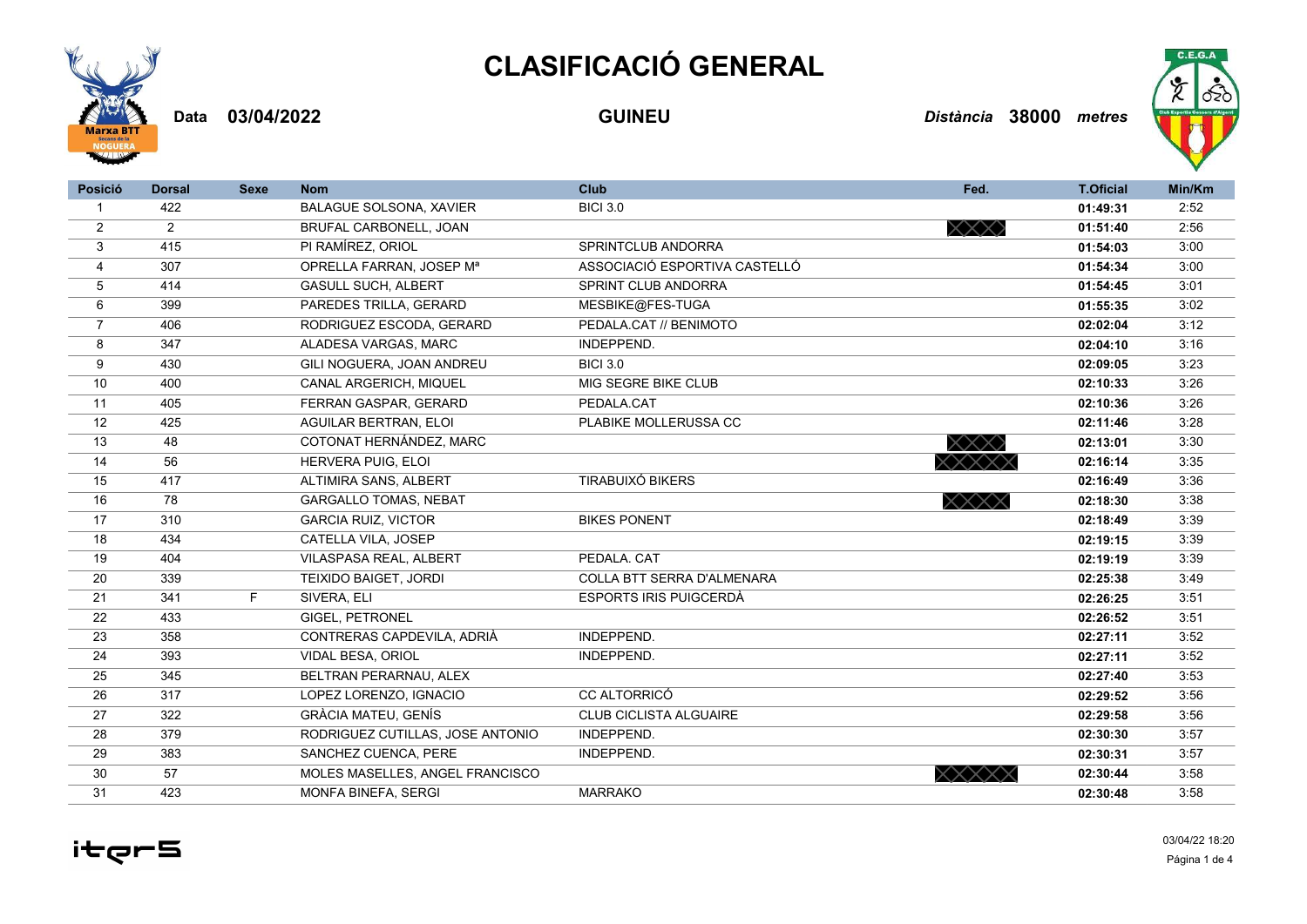# CLASIFICACIÓ GENERAL

**Data 03/04/2022** **GUINEU** *Distància* **38000** *metres*

| Posició | Dorsal | Sexe | Nom | Club | Fed. | T.Oficial | Min/Km |
|---|---|---|---|---|---|---|---|
| 1 | 422 | | BALAGUE SOLSONA, XAVIER | BICI 3.0 | | 01:49:31 | 2:52 |
| 2 | 2 | | BRUFAL CARBONELL, JOAN | | XXX | 01:51:40 | 2:56 |
| 3 | 415 | | PI RAMÍREZ, ORIOL | SPRINTCLUB ANDORRA | | 01:54:03 | 3:00 |
| 4 | 307 | | OPRELLA FARRAN, JOSEP Mª | ASSOCIACIÓ ESPORTIVA CASTELLÓ | | 01:54:34 | 3:00 |
| 5 | 414 | | GASULL SUCH, ALBERT | SPRINT CLUB ANDORRA | | 01:54:45 | 3:01 |
| 6 | 399 | | PAREDES TRILLA, GERARD | MESBIKE@FES-TUGA | | 01:55:35 | 3:02 |
| 7 | 406 | | RODRIGUEZ ESCODA, GERARD | PEDALA.CAT // BENIMOTO | | 02:02:04 | 3:12 |
| 8 | 347 | | ALADESA VARGAS, MARC | INDEPPEND. | | 02:04:10 | 3:16 |
| 9 | 430 | | GILI NOGUERA, JOAN ANDREU | BICI 3.0 | | 02:09:05 | 3:23 |
| 10 | 400 | | CANAL ARGERICH, MIQUEL | MIG SEGRE BIKE CLUB | | 02:10:33 | 3:26 |
| 11 | 405 | | FERRAN GASPAR, GERARD | PEDALA.CAT | | 02:10:36 | 3:26 |
| 12 | 425 | | AGUILAR BERTRAN, ELOI | PLABIKE MOLLERUSSA CC | | 02:11:46 | 3:28 |
| 13 | 48 | | COTONAT HERNÁNDEZ, MARC | | XXX | 02:13:01 | 3:30 |
| 14 | 56 | | HERVERA PUIG, ELOI | | XXXXX | 02:16:14 | 3:35 |
| 15 | 417 | | ALTIMIRA SANS, ALBERT | TIRABUIXÓ BIKERS | | 02:16:49 | 3:36 |
| 16 | 78 | | GARGALLO TOMAS, NEBAT | | XXXX | 02:18:30 | 3:38 |
| 17 | 310 | | GARCIA RUIZ, VICTOR | BIKES PONENT | | 02:18:49 | 3:39 |
| 18 | 434 | | CATELLA VILA, JOSEP | | | 02:19:15 | 3:39 |
| 19 | 404 | | VILASPASA REAL, ALBERT | PEDALA. CAT | | 02:19:19 | 3:39 |
| 20 | 339 | | TEIXIDO BAIGET, JORDI | COLLA BTT SERRA D'ALMENARA | | 02:25:38 | 3:49 |
| 21 | 341 | F | SIVERA, ELI | ESPORTS IRIS PUIGCERDÀ | | 02:26:25 | 3:51 |
| 22 | 433 | | GIGEL, PETRONEL | | | 02:26:52 | 3:51 |
| 23 | 358 | | CONTRERAS CAPDEVILA, ADRIÀ | INDEPPEND. | | 02:27:11 | 3:52 |
| 24 | 393 | | VIDAL BESA, ORIOL | INDEPPEND. | | 02:27:11 | 3:52 |
| 25 | 345 | | BELTRAN PERARNAU, ALEX | | | 02:27:40 | 3:53 |
| 26 | 317 | | LOPEZ LORENZO, IGNACIO | CC ALTORRICÓ | | 02:29:52 | 3:56 |
| 27 | 322 | | GRÀCIA MATEU, GENÍS | CLUB CICLISTA ALGUAIRE | | 02:29:58 | 3:56 |
| 28 | 379 | | RODRIGUEZ CUTILLAS, JOSE ANTONIO | INDEPPEND. | | 02:30:30 | 3:57 |
| 29 | 383 | | SANCHEZ CUENCA, PERE | INDEPPEND. | | 02:30:31 | 3:57 |
| 30 | 57 | | MOLES MASELLES, ANGEL FRANCISCO | | XXXXX | 02:30:44 | 3:58 |
| 31 | 423 | | MONFA BINEFA, SERGI | MARRAKO | | 02:30:48 | 3:58 |

03/04/22 18:20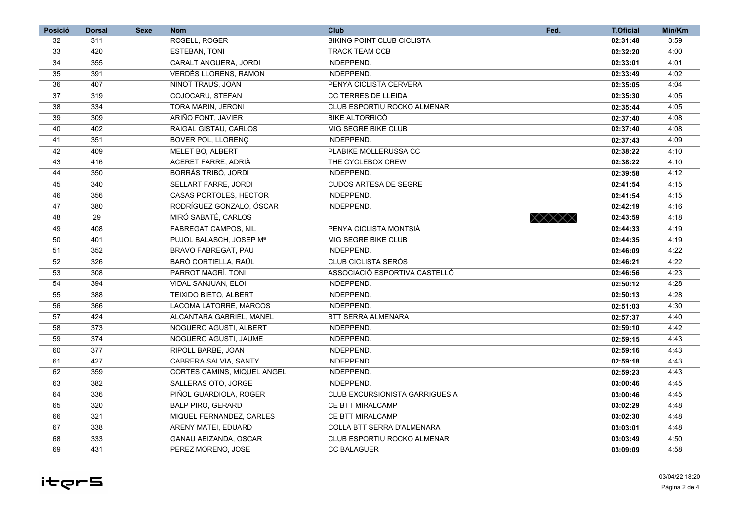| Posició | Dorsal | Sexe | Nom | Club | Fed. | T.Oficial | Min/Km |
|---|---|---|---|---|---|---|---|
| 32 | 311 | | ROSELL, ROGER | BIKING POINT CLUB CICLISTA | | **02:31:48** | 3:59 |
| 33 | 420 | | ESTEBAN, TONI | TRACK TEAM CCB | | **02:32:20** | 4:00 |
| 34 | 355 | | CARALT ANGUERA, JORDI | INDEPPEND. | | **02:33:01** | 4:01 |
| 35 | 391 | | VERDÉS LLORENS, RAMON | INDEPPEND. | | **02:33:49** | 4:02 |
| 36 | 407 | | NINOT TRAUS, JOAN | PENYA CICLISTA CERVERA | | **02:35:05** | 4:04 |
| 37 | 319 | | COJOCARU, STEFAN | CC TERRES DE LLEIDA | | **02:35:30** | 4:05 |
| 38 | 334 | | TORA MARIN, JERONI | CLUB ESPORTIU ROCKO ALMENAR | | **02:35:44** | 4:05 |
| 39 | 309 | | ARIÑO FONT, JAVIER | BIKE ALTORRICÓ | | **02:37:40** | 4:08 |
| 40 | 402 | | RAIGAL GISTAU, CARLOS | MIG SEGRE BIKE CLUB | | **02:37:40** | 4:08 |
| 41 | 351 | | BOVER POL, LLORENÇ | INDEPPEND. | | **02:37:43** | 4:09 |
| 42 | 409 | | MELET BO, ALBERT | PLABIKE MOLLERUSSA CC | | **02:38:22** | 4:10 |
| 43 | 416 | | ACERET FARRE, ADRIÀ | THE CYCLEBOX CREW | | **02:38:22** | 4:10 |
| 44 | 350 | | BORRÀS TRIBÓ, JORDI | INDEPPEND. | | **02:39:58** | 4:12 |
| 45 | 340 | | SELLART FARRE, JORDI | CUDOS ARTESA DE SEGRE | | **02:41:54** | 4:15 |
| 46 | 356 | | CASAS PORTOLES, HECTOR | INDEPPEND. | | **02:41:54** | 4:15 |
| 47 | 380 | | RODRÍGUEZ GONZALO, ÓSCAR | INDEPPEND. | | **02:42:19** | 4:16 |
| 48 | 29 | | MIRÓ SABATÉ, CARLOS | | | **02:43:59** | 4:18 |
| 49 | 408 | | FABREGAT CAMPOS, NIL | PENYA CICLISTA MONTSIÀ | | **02:44:33** | 4:19 |
| 50 | 401 | | PUJOL BALASCH, JOSEP Mª | MIG SEGRE BIKE CLUB | | **02:44:35** | 4:19 |
| 51 | 352 | | BRAVO FABREGAT, PAU | INDEPPEND. | | **02:46:09** | 4:22 |
| 52 | 326 | | BARÓ CORTIELLA, RAÜL | CLUB CICLISTA SERÒS | | **02:46:21** | 4:22 |
| 53 | 308 | | PARROT MAGRÍ, TONI | ASSOCIACIÓ ESPORTIVA CASTELLÓ | | **02:46:56** | 4:23 |
| 54 | 394 | | VIDAL SANJUAN, ELOI | INDEPPEND. | | **02:50:12** | 4:28 |
| 55 | 388 | | TEIXIDO BIETO, ALBERT | INDEPPEND. | | **02:50:13** | 4:28 |
| 56 | 366 | | LACOMA LATORRE, MARCOS | INDEPPEND. | | **02:51:03** | 4:30 |
| 57 | 424 | | ALCANTARA GABRIEL, MANEL | BTT SERRA ALMENARA | | **02:57:37** | 4:40 |
| 58 | 373 | | NOGUERO AGUSTI, ALBERT | INDEPPEND. | | **02:59:10** | 4:42 |
| 59 | 374 | | NOGUERO AGUSTI, JAUME | INDEPPEND. | | **02:59:15** | 4:43 |
| 60 | 377 | | RIPOLL BARBE, JOAN | INDEPPEND. | | **02:59:16** | 4:43 |
| 61 | 427 | | CABRERA SALVIA, SANTY | INDEPPEND. | | **02:59:18** | 4:43 |
| 62 | 359 | | CORTES CAMINS, MIQUEL ANGEL | INDEPPEND. | | **02:59:23** | 4:43 |
| 63 | 382 | | SALLERAS OTO, JORGE | INDEPPEND. | | **03:00:46** | 4:45 |
| 64 | 336 | | PIÑOL GUARDIOLA, ROGER | CLUB EXCURSIONISTA GARRIGUES A | | **03:00:46** | 4:45 |
| 65 | 320 | | BALP PIRO, GERARD | CE BTT MIRALCAMP | | **03:02:29** | 4:48 |
| 66 | 321 | | MIQUEL FERNANDEZ, CARLES | CE BTT MIRALCAMP | | **03:02:30** | 4:48 |
| 67 | 338 | | ARENY MATEI, EDUARD | COLLA BTT SERRA D'ALMENARA | | **03:03:01** | 4:48 |
| 68 | 333 | | GANAU ABIZANDA, OSCAR | CLUB ESPORTIU ROCKO ALMENAR | | **03:03:49** | 4:50 |
| 69 | 431 | | PEREZ MORENO, JOSE | CC BALAGUER | | **03:09:09** | 4:58 |

03/04/22 18:20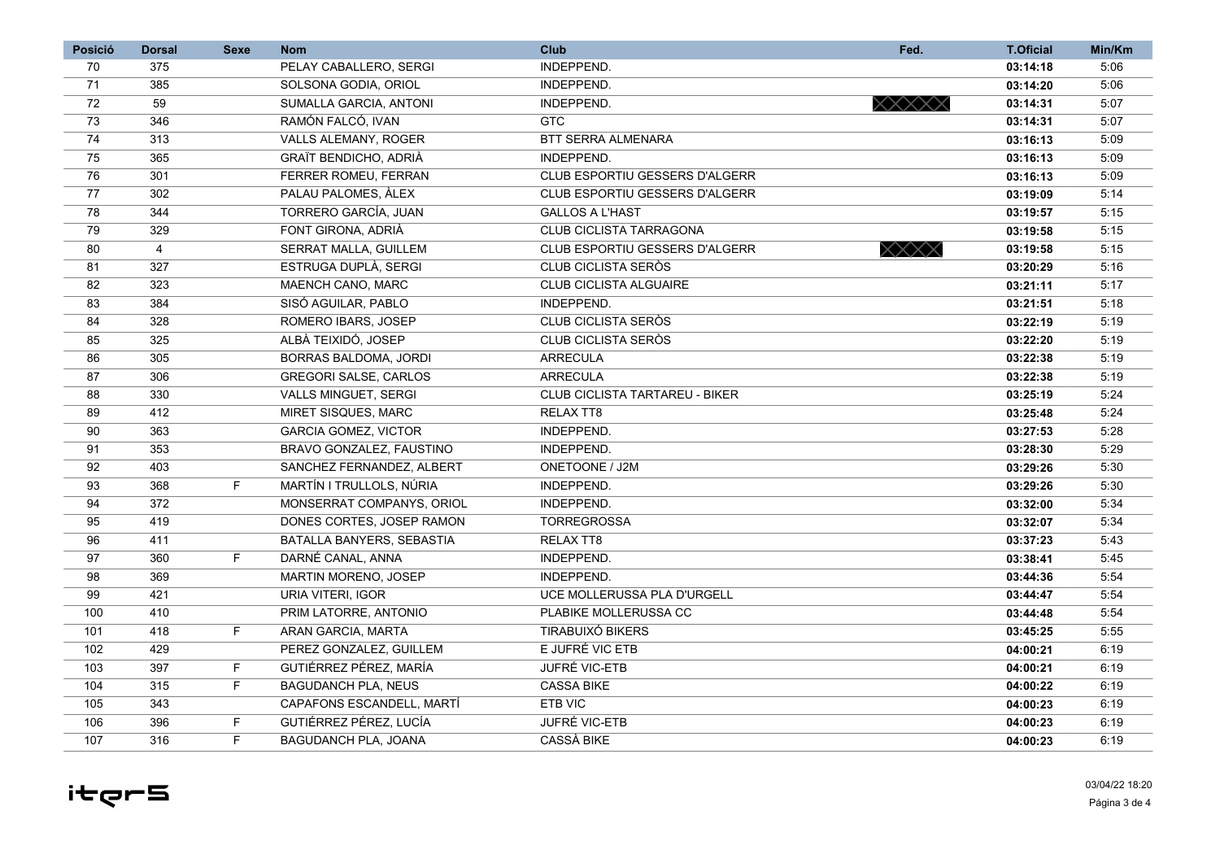| Posició | Dorsal | Sexe | Nom | Club | Fed. | T.Oficial | Min/Km |
|---|---|---|---|---|---|---|---|
| 70 | 375 | | PELAY CABALLERO, SERGI | INDEPPEND. | | **03:14:18** | 5:06 |
| 71 | 385 | | SOLSONA GODIA, ORIOL | INDEPPEND. | | **03:14:20** | 5:06 |
| 72 | 59 | | SUMALLA GARCIA, ANTONI | INDEPPEND. | | **03:14:31** | 5:07 |
| 73 | 346 | | RAMÓN FALCÓ, IVAN | GTC | | **03:14:31** | 5:07 |
| 74 | 313 | | VALLS ALEMANY, ROGER | BTT SERRA ALMENARA | | **03:16:13** | 5:09 |
| 75 | 365 | | GRAÏT BENDICHO, ADRIÀ | INDEPPEND. | | **03:16:13** | 5:09 |
| 76 | 301 | | FERRER ROMEU, FERRAN | CLUB ESPORTIU GESSERS D'ALGERR | | **03:16:13** | 5:09 |
| 77 | 302 | | PALAU PALOMES, ÀLEX | CLUB ESPORTIU GESSERS D'ALGERR | | **03:19:09** | 5:14 |
| 78 | 344 | | TORRERO GARCÍA, JUAN | GALLOS A L'HAST | | **03:19:57** | 5:15 |
| 79 | 329 | | FONT GIRONA, ADRIÀ | CLUB CICLISTA TARRAGONA | | **03:19:58** | 5:15 |
| 80 | 4 | | SERRAT MALLA, GUILLEM | CLUB ESPORTIU GESSERS D'ALGERR | | **03:19:58** | 5:15 |
| 81 | 327 | | ESTRUGA DUPLÀ, SERGI | CLUB CICLISTA SERÒS | | **03:20:29** | 5:16 |
| 82 | 323 | | MAENCH CANO, MARC | CLUB CICLISTA ALGUAIRE | | **03:21:11** | 5:17 |
| 83 | 384 | | SISÓ AGUILAR, PABLO | INDEPPEND. | | **03:21:51** | 5:18 |
| 84 | 328 | | ROMERO IBARS, JOSEP | CLUB CICLISTA SERÒS | | **03:22:19** | 5:19 |
| 85 | 325 | | ALBÀ TEIXIDÓ, JOSEP | CLUB CICLISTA SERÒS | | **03:22:20** | 5:19 |
| 86 | 305 | | BORRAS BALDOMA, JORDI | ARRECULA | | **03:22:38** | 5:19 |
| 87 | 306 | | GREGORI SALSE, CARLOS | ARRECULA | | **03:22:38** | 5:19 |
| 88 | 330 | | VALLS MINGUET, SERGI | CLUB CICLISTA TARTAREU - BIKER | | **03:25:19** | 5:24 |
| 89 | 412 | | MIRET SISQUES, MARC | RELAX TT8 | | **03:25:48** | 5:24 |
| 90 | 363 | | GARCIA GOMEZ, VICTOR | INDEPPEND. | | **03:27:53** | 5:28 |
| 91 | 353 | | BRAVO GONZALEZ, FAUSTINO | INDEPPEND. | | **03:28:30** | 5:29 |
| 92 | 403 | | SANCHEZ FERNANDEZ, ALBERT | ONETOONE / J2M | | **03:29:26** | 5:30 |
| 93 | 368 | F | MARTÍN I TRULLOLS, NÚRIA | INDEPPEND. | | **03:29:26** | 5:30 |
| 94 | 372 | | MONSERRAT COMPANYS, ORIOL | INDEPPEND. | | **03:32:00** | 5:34 |
| 95 | 419 | | DONES CORTES, JOSEP RAMON | TORREGROSSA | | **03:32:07** | 5:34 |
| 96 | 411 | | BATALLA BANYERS, SEBASTIA | RELAX TT8 | | **03:37:23** | 5:43 |
| 97 | 360 | F | DARNÉ CANAL, ANNA | INDEPPEND. | | **03:38:41** | 5:45 |
| 98 | 369 | | MARTIN MORENO, JOSEP | INDEPPEND. | | **03:44:36** | 5:54 |
| 99 | 421 | | URIA VITERI, IGOR | UCE MOLLERUSSA PLA D'URGELL | | **03:44:47** | 5:54 |
| 100 | 410 | | PRIM LATORRE, ANTONIO | PLABIKE MOLLERUSSA CC | | **03:44:48** | 5:54 |
| 101 | 418 | F | ARAN GARCIA, MARTA | TIRABUIXÓ BIKERS | | **03:45:25** | 5:55 |
| 102 | 429 | | PEREZ GONZALEZ, GUILLEM | E JUFRÉ VIC ETB | | **04:00:21** | 6:19 |
| 103 | 397 | F | GUTIÉRREZ PÉREZ, MARÍA | JUFRÉ VIC-ETB | | **04:00:21** | 6:19 |
| 104 | 315 | F | BAGUDANCH PLA, NEUS | CASSA BIKE | | **04:00:22** | 6:19 |
| 105 | 343 | | CAPAFONS ESCANDELL, MARTÍ | ETB VIC | | **04:00:23** | 6:19 |
| 106 | 396 | F | GUTIÉRREZ PÉREZ, LUCÍA | JUFRÉ VIC-ETB | | **04:00:23** | 6:19 |
| 107 | 316 | F | BAGUDANCH PLA, JOANA | CASSÀ BIKE | | **04:00:23** | 6:19 |

03/04/22 18:20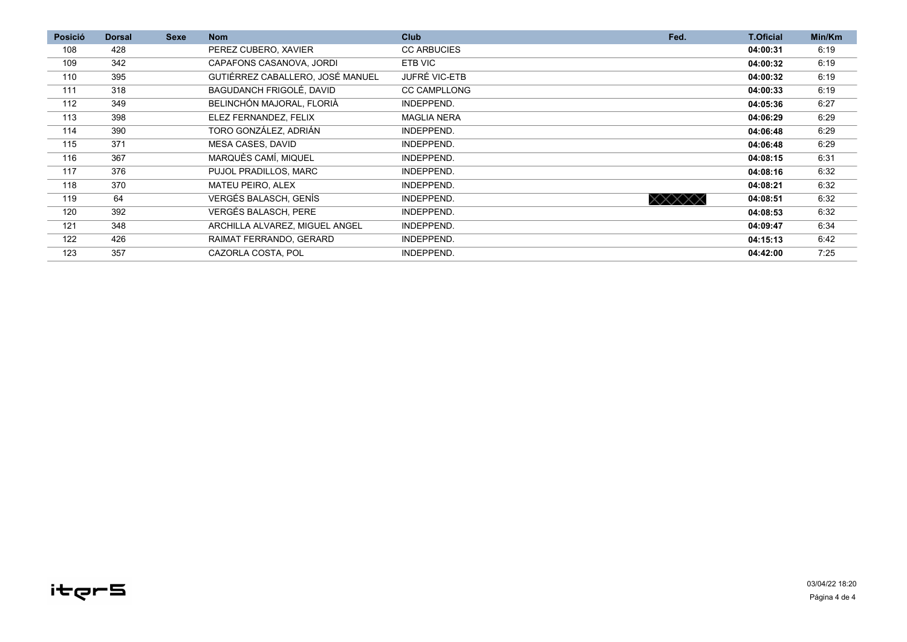| Posició | Dorsal | Sexe | Nom | Club | Fed. | T.Oficial | Min/Km |
|---|---|---|---|---|---|---|---|
| 108 | 428 | | PEREZ CUBERO, XAVIER | CC ARBUCIES | | **04:00:31** | 6:19 |
| 109 | 342 | | CAPAFONS CASANOVA, JORDI | ETB VIC | | **04:00:32** | 6:19 |
| 110 | 395 | | GUTIÉRREZ CABALLERO, JOSÉ MANUEL | JUFRÉ VIC-ETB | | **04:00:32** | 6:19 |
| 111 | 318 | | BAGUDANCH FRIGOLÉ, DAVID | CC CAMPLLONG | | **04:00:33** | 6:19 |
| 112 | 349 | | BELINCHÓN MAJORAL, FLORIÀ | INDEPPEND. | | **04:05:36** | 6:27 |
| 113 | 398 | | ELEZ FERNANDEZ, FELIX | MAGLIA NERA | | **04:06:29** | 6:29 |
| 114 | 390 | | TORO GONZÁLEZ, ADRIÁN | INDEPPEND. | | **04:06:48** | 6:29 |
| 115 | 371 | | MESA CASES, DAVID | INDEPPEND. | | **04:06:48** | 6:29 |
| 116 | 367 | | MARQUÈS CAMÍ, MIQUEL | INDEPPEND. | | **04:08:15** | 6:31 |
| 117 | 376 | | PUJOL PRADILLOS, MARC | INDEPPEND. | | **04:08:16** | 6:32 |
| 118 | 370 | | MATEU PEIRO, ALEX | INDEPPEND. | | **04:08:21** | 6:32 |
| 119 | 64 | | VERGÉS BALASCH, GENÍS | INDEPPEND. | | **04:08:51** | 6:32 |
| 120 | 392 | | VERGÉS BALASCH, PERE | INDEPPEND. | | **04:08:53** | 6:32 |
| 121 | 348 | | ARCHILLA ALVAREZ, MIGUEL ANGEL | INDEPPEND. | | **04:09:47** | 6:34 |
| 122 | 426 | | RAIMAT FERRANDO, GERARD | INDEPPEND. | | **04:15:13** | 6:42 |
| 123 | 357 | | CAZORLA COSTA, POL | INDEPPEND. | | **04:42:00** | 7:25 |

iter5

03/04/22 18:20